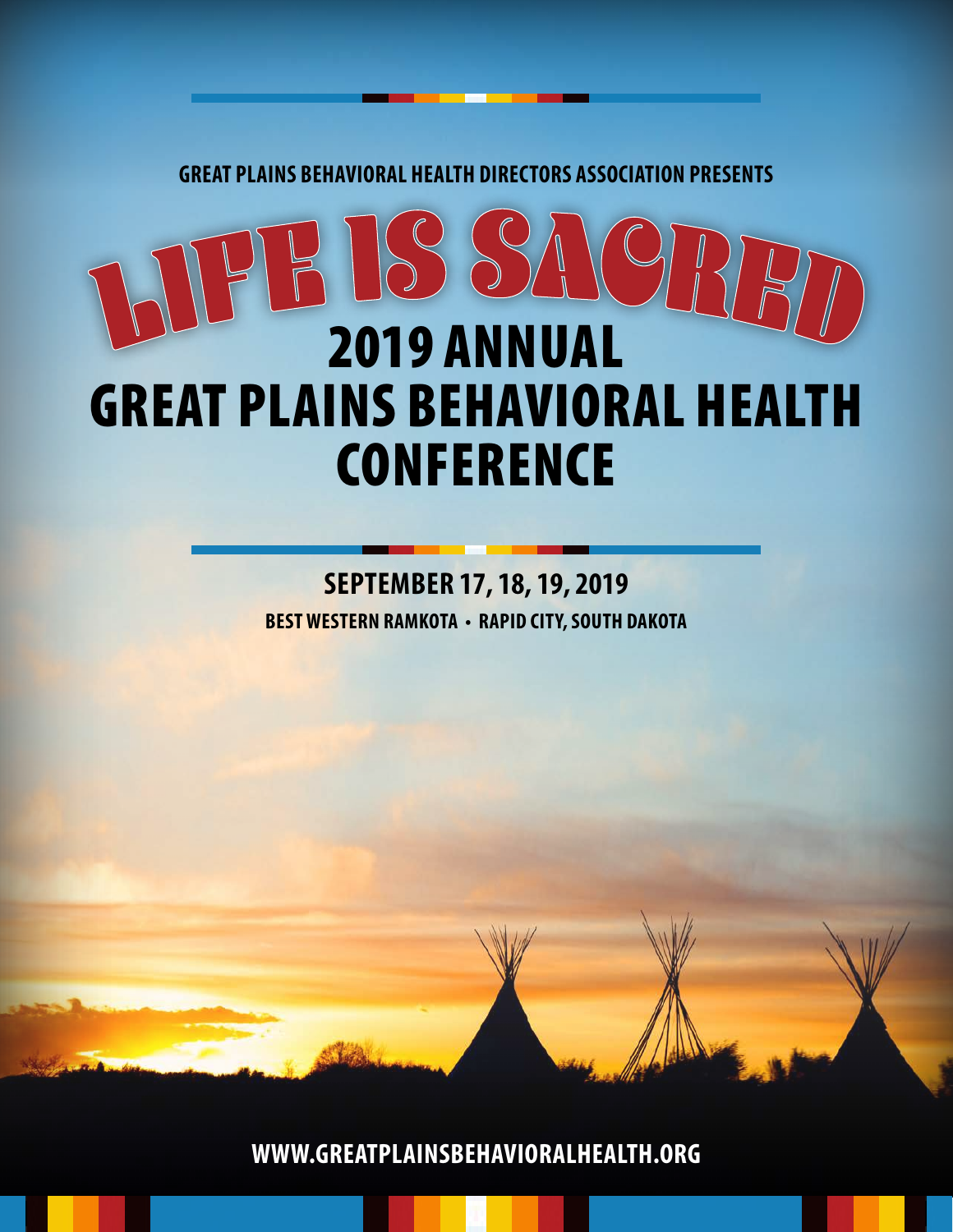GREAT PLAINS BEHAVIORAL HEALTH DIRECTORS ASSOCIATION PRESENTS

# LIFE IS SACRED

# 2019 ANNUAL GREAT PLAINS BEHAVIORAL HEALTH CONFERENCE

## SEPTEMBER 17, 18, 19, 2019

**BEST WESTERN RAMKOTA • RAPID CITY, SOUTH DAKOTA**

**WWW.GREATPLAINSBEHAVIORALHEALTH.ORG**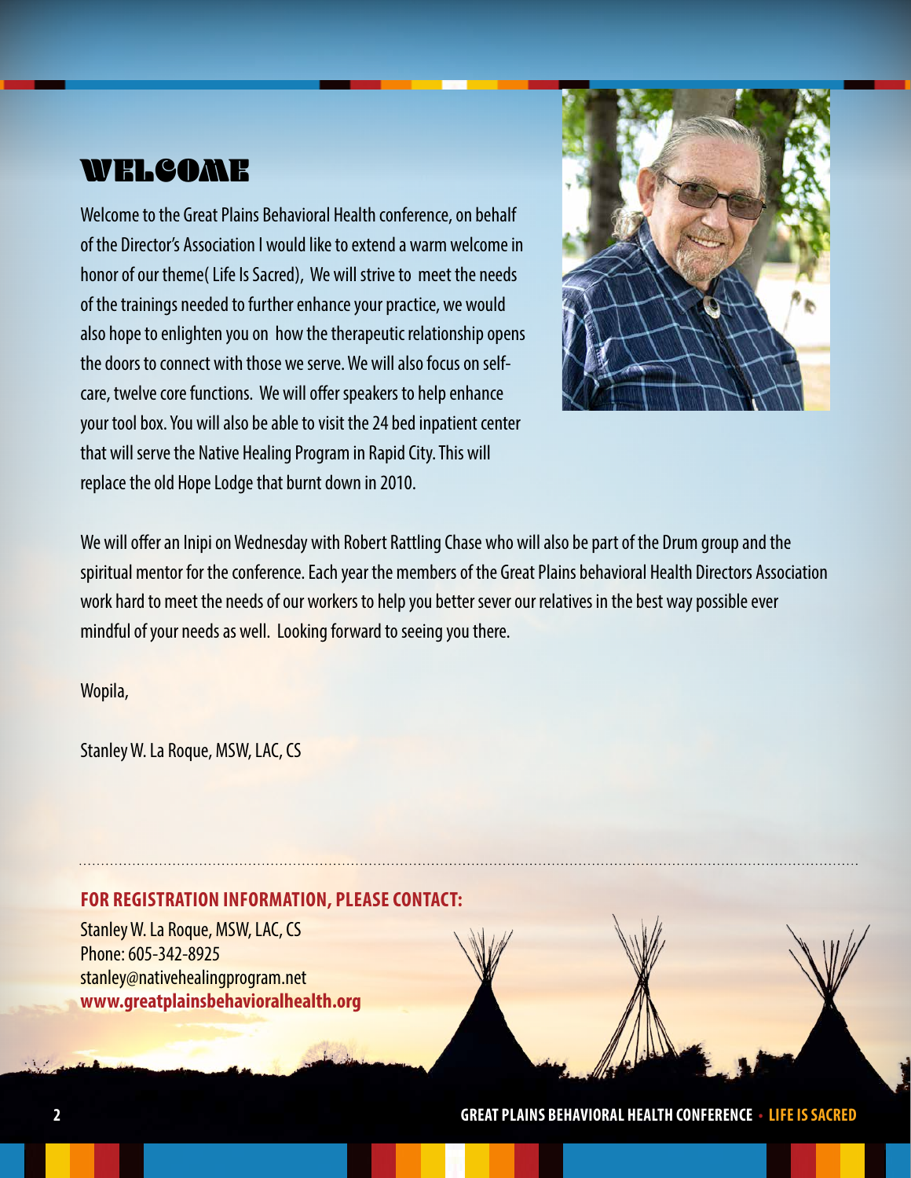# WELCOME

Welcome to the Great Plains Behavioral Health conference, on behalf of the Director's Association I would like to extend a warm welcome in honor of our theme( Life Is Sacred), We will strive to meet the needs of the trainings needed to further enhance your practice, we would also hope to enlighten you on how the therapeutic relationship opens the doors to connect with those we serve. We will also focus on self-care, twelve core functions. We will offer speakers to help enhance your tool box. You will also be able to visit the 24 bed inpatient center that will serve the Native Healing Program in Rapid City. This will replace the old Hope Lodge that burnt down in 2010.

We will offer an Inipi on Wednesday with Robert Rattling Chase who will also be part of the Drum group and the spiritual mentor for the conference. Each year the members of the Great Plains behavioral Health Directors Association work hard to meet the needs of our workers to help you better sever our relatives in the best way possible ever mindful of your needs as well. Looking forward to seeing you there.

Wopila,

Stanley W. La Roque, MSW, LAC, CS

---

**FOR REGISTRATION INFORMATION, PLEASE CONTACT:**

Stanley W. La Roque, MSW, LAC, CS
Phone: 605-342-8925
stanley@nativehealingprogram.net
**www.greatplainsbehavioralhealth.org**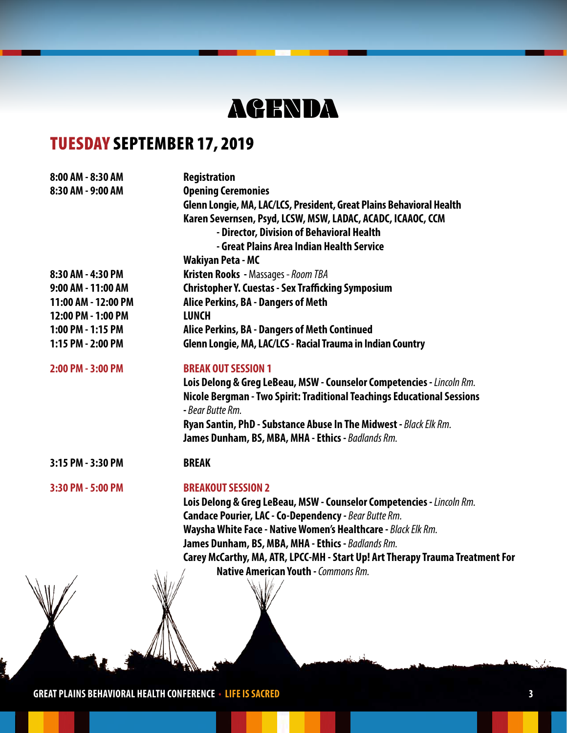# AGENDA

## TUESDAY SEPTEMBER 17, 2019

| Time | Event |
| --- | --- |
| 8:00 AM - 8:30 AM | **Registration** |
| 8:30 AM - 9:00 AM | **Opening Ceremonies**<br>**Glenn Longie, MA, LAC/LCS, President, Great Plains Behavioral Health**<br>**Karen Severnsen, Psyd, LCSW, MSW, LADAC, ACADC, ICAAOC, CCM**<br>**- Director, Division of Behavioral Health**<br>**- Great Plains Area Indian Health Service**<br>**Wakiyan Peta - MC** |
| 8:30 AM - 4:30 PM | **Kristen Rooks** - Massages - *Room TBA* |
| 9:00 AM - 11:00 AM | **Christopher Y. Cuestas - Sex Trafficking Symposium** |
| 11:00 AM - 12:00 PM | **Alice Perkins, BA - Dangers of Meth** |
| 12:00 PM - 1:00 PM | **LUNCH** |
| 1:00 PM - 1:15 PM | **Alice Perkins, BA - Dangers of Meth Continued** |
| 1:15 PM - 2:00 PM | **Glenn Longie, MA, LAC/LCS - Racial Trauma in Indian Country** |
| **2:00 PM - 3:00 PM** | **BREAK OUT SESSION 1**<br>**Lois Delong & Greg LeBeau, MSW - Counselor Competencies** - *Lincoln Rm.*<br>**Nicole Bergman - Two Spirit: Traditional Teachings Educational Sessions** - *Bear Butte Rm.*<br>**Ryan Santin, PhD - Substance Abuse In The Midwest** - *Black Elk Rm.*<br>**James Dunham, BS, MBA, MHA - Ethics** - *Badlands Rm.* |
| 3:15 PM - 3:30 PM | **BREAK** |
| **3:30 PM - 5:00 PM** | **BREAKOUT SESSION 2**<br>**Lois Delong & Greg LeBeau, MSW - Counselor Competencies** - *Lincoln Rm.*<br>**Candace Pourier, LAC - Co-Dependency** - *Bear Butte Rm.*<br>**Waysha White Face - Native Women's Healthcare** - *Black Elk Rm.*<br>**James Dunham, BS, MBA, MHA - Ethics** - *Badlands Rm.*<br>**Carey McCarthy, MA, ATR, LPCC-MH - Start Up! Art Therapy Trauma Treatment For Native American Youth** - *Commons Rm.* |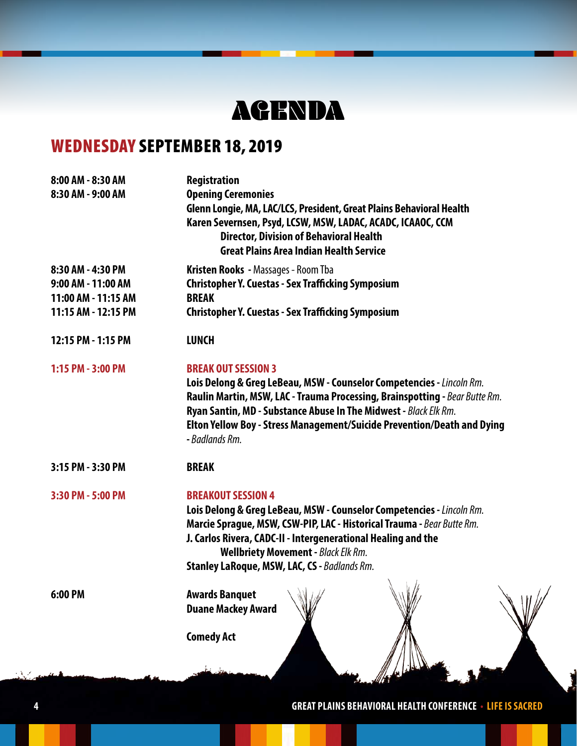# AGENDA

## WEDNESDAY SEPTEMBER 18, 2019

| | |
|---|---|
| **8:00 AM - 8:30 AM** | **Registration** |
| **8:30 AM - 9:00 AM** | **Opening Ceremonies**<br>**Glenn Longie, MA, LAC/LCS, President, Great Plains Behavioral Health**<br>**Karen Severnsen, Psyd, LCSW, MSW, LADAC, ACADC, ICAAOC, CCM**<br>**Director, Division of Behavioral Health**<br>**Great Plains Area Indian Health Service** |
| **8:30 AM - 4:30 PM** | **Kristen Rooks** - Massages - Room Tba |
| **9:00 AM - 11:00 AM** | **Christopher Y. Cuestas - Sex Trafficking Symposium** |
| **11:00 AM - 11:15 AM** | **BREAK** |
| **11:15 AM - 12:15 PM** | **Christopher Y. Cuestas - Sex Trafficking Symposium** |
| **12:15 PM - 1:15 PM** | **LUNCH** |
| **1:15 PM - 3:00 PM** | **BREAK OUT SESSION 3**<br>**Lois Delong & Greg LeBeau, MSW - Counselor Competencies** - *Lincoln Rm.*<br>**Raulin Martin, MSW, LAC - Trauma Processing, Brainspotting** - *Bear Butte Rm.*<br>**Ryan Santin, MD - Substance Abuse In The Midwest** - *Black Elk Rm.*<br>**Elton Yellow Boy - Stress Management/Suicide Prevention/Death and Dying** - *Badlands Rm.* |
| **3:15 PM - 3:30 PM** | **BREAK** |
| **3:30 PM - 5:00 PM** | **BREAKOUT SESSION 4**<br>**Lois Delong & Greg LeBeau, MSW - Counselor Competencies** - *Lincoln Rm.*<br>**Marcie Sprague, MSW, CSW-PIP, LAC - Historical Trauma** - *Bear Butte Rm.*<br>**J. Carlos Rivera, CADC-II - Intergenerational Healing and the Wellbriety Movement** - *Black Elk Rm.*<br>**Stanley LaRoque, MSW, LAC, CS** - *Badlands Rm.* |
| **6:00 PM** | **Awards Banquet**<br>**Duane Mackey Award**<br><br>**Comedy Act** |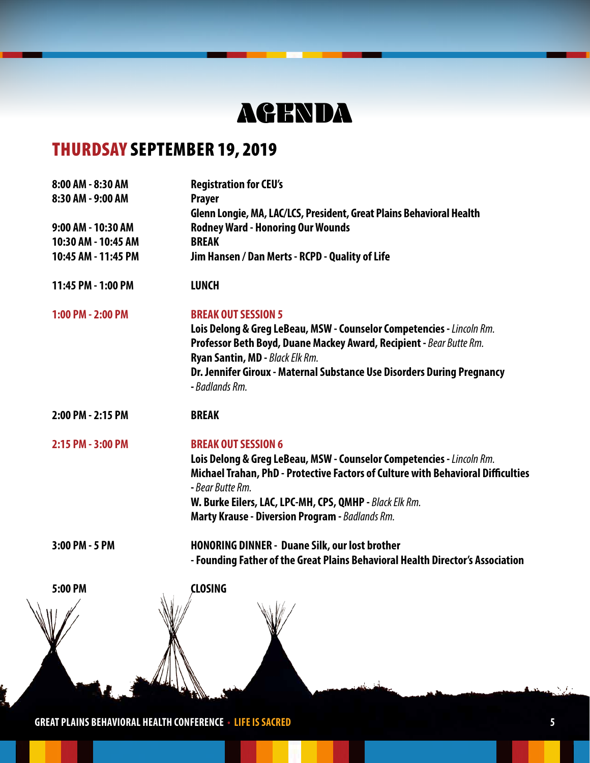# AGENDA

## THURDSAY SEPTEMBER 19, 2019

| | |
|---|---|
| **8:00 AM - 8:30 AM** | **Registration for CEU's** |
| **8:30 AM - 9:00 AM** | **Prayer**<br>**Glenn Longie, MA, LAC/LCS, President, Great Plains Behavioral Health** |
| **9:00 AM - 10:30 AM** | **Rodney Ward - Honoring Our Wounds** |
| **10:30 AM - 10:45 AM** | **BREAK** |
| **10:45 AM - 11:45 PM** | **Jim Hansen / Dan Merts - RCPD - Quality of Life** |
| **11:45 PM - 1:00 PM** | **LUNCH** |
| **1:00 PM - 2:00 PM** | **BREAK OUT SESSION 5**<br>**Lois Delong & Greg LeBeau, MSW - Counselor Competencies** - *Lincoln Rm.*<br>**Professor Beth Boyd, Duane Mackey Award, Recipient** - *Bear Butte Rm.*<br>**Ryan Santin, MD** - *Black Elk Rm.*<br>**Dr. Jennifer Giroux - Maternal Substance Use Disorders During Pregnancy** - *Badlands Rm.* |
| **2:00 PM - 2:15 PM** | **BREAK** |
| **2:15 PM - 3:00 PM** | **BREAK OUT SESSION 6**<br>**Lois Delong & Greg LeBeau, MSW - Counselor Competencies** - *Lincoln Rm.*<br>**Michael Trahan, PhD - Protective Factors of Culture with Behavioral Difficulties** - *Bear Butte Rm.*<br>**W. Burke Eilers, LAC, LPC-MH, CPS, QMHP** - *Black Elk Rm.*<br>**Marty Krause - Diversion Program** - *Badlands Rm.* |
| **3:00 PM - 5 PM** | **HONORING DINNER - Duane Silk, our lost brother**<br>**- Founding Father of the Great Plains Behavioral Health Director's Association** |
| **5:00 PM** | **CLOSING** |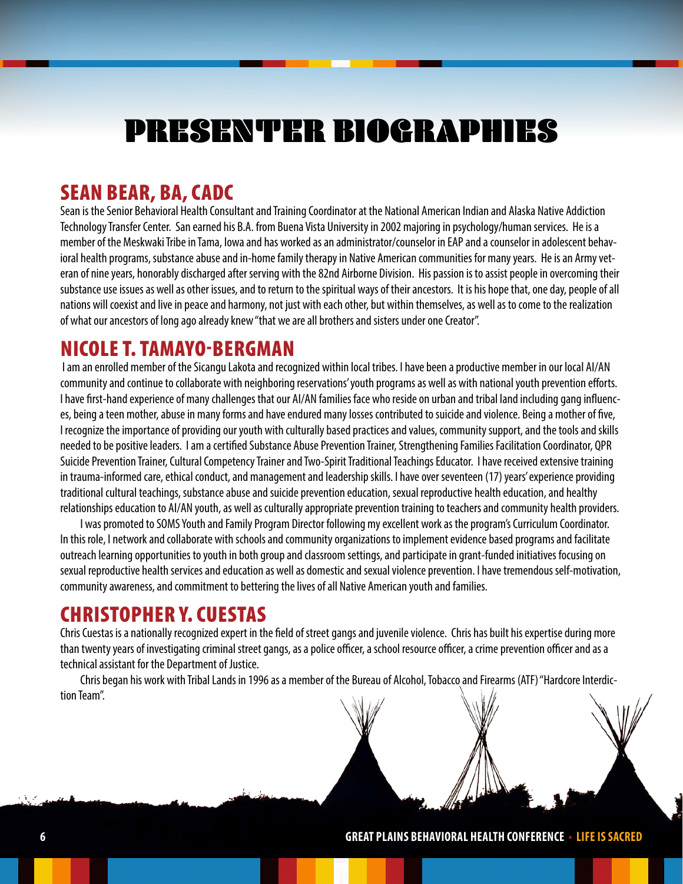# PRESENTER BIOGRAPHIES

## SEAN BEAR, BA, CADC

Sean is the Senior Behavioral Health Consultant and Training Coordinator at the National American Indian and Alaska Native Addiction Technology Transfer Center. San earned his B.A. from Buena Vista University in 2002 majoring in psychology/human services. He is a member of the Meskwaki Tribe in Tama, Iowa and has worked as an administrator/counselor in EAP and a counselor in adolescent behavioral health programs, substance abuse and in-home family therapy in Native American communities for many years. He is an Army veteran of nine years, honorably discharged after serving with the 82nd Airborne Division. His passion is to assist people in overcoming their substance use issues as well as other issues, and to return to the spiritual ways of their ancestors. It is his hope that, one day, people of all nations will coexist and live in peace and harmony, not just with each other, but within themselves, as well as to come to the realization of what our ancestors of long ago already knew "that we are all brothers and sisters under one Creator".

## NICOLE T. TAMAYO-BERGMAN

I am an enrolled member of the Sicangu Lakota and recognized within local tribes. I have been a productive member in our local AI/AN community and continue to collaborate with neighboring reservations' youth programs as well as with national youth prevention efforts. I have first-hand experience of many challenges that our AI/AN families face who reside on urban and tribal land including gang influences, being a teen mother, abuse in many forms and have endured many losses contributed to suicide and violence. Being a mother of five, I recognize the importance of providing our youth with culturally based practices and values, community support, and the tools and skills needed to be positive leaders. I am a certified Substance Abuse Prevention Trainer, Strengthening Families Facilitation Coordinator, QPR Suicide Prevention Trainer, Cultural Competency Trainer and Two-Spirit Traditional Teachings Educator. I have received extensive training in trauma-informed care, ethical conduct, and management and leadership skills. I have over seventeen (17) years' experience providing traditional cultural teachings, substance abuse and suicide prevention education, sexual reproductive health education, and healthy relationships education to AI/AN youth, as well as culturally appropriate prevention training to teachers and community health providers.

I was promoted to SOMS Youth and Family Program Director following my excellent work as the program's Curriculum Coordinator. In this role, I network and collaborate with schools and community organizations to implement evidence based programs and facilitate outreach learning opportunities to youth in both group and classroom settings, and participate in grant-funded initiatives focusing on sexual reproductive health services and education as well as domestic and sexual violence prevention. I have tremendous self-motivation, community awareness, and commitment to bettering the lives of all Native American youth and families.

## CHRISTOPHER Y. CUESTAS

Chris Cuestas is a nationally recognized expert in the field of street gangs and juvenile violence. Chris has built his expertise during more than twenty years of investigating criminal street gangs, as a police officer, a school resource officer, a crime prevention officer and as a technical assistant for the Department of Justice.

Chris began his work with Tribal Lands in 1996 as a member of the Bureau of Alcohol, Tobacco and Firearms (ATF) "Hardcore Interdiction Team".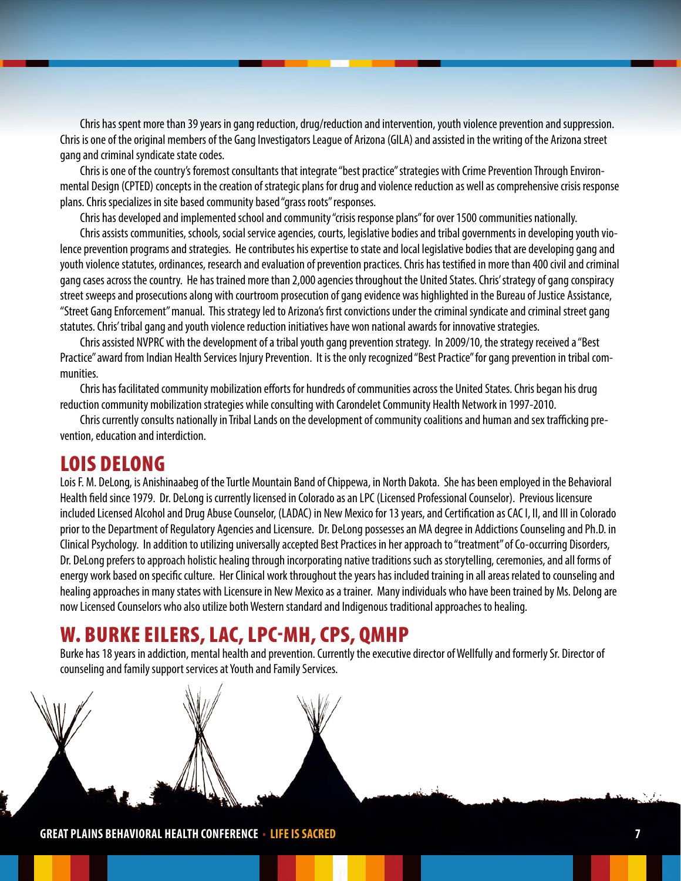Chris has spent more than 39 years in gang reduction, drug/reduction and intervention, youth violence prevention and suppression. Chris is one of the original members of the Gang Investigators League of Arizona (GILA) and assisted in the writing of the Arizona street gang and criminal syndicate state codes.

Chris is one of the country's foremost consultants that integrate "best practice" strategies with Crime Prevention Through Environmental Design (CPTED) concepts in the creation of strategic plans for drug and violence reduction as well as comprehensive crisis response plans. Chris specializes in site based community based "grass roots" responses.

Chris has developed and implemented school and community "crisis response plans" for over 1500 communities nationally.

Chris assists communities, schools, social service agencies, courts, legislative bodies and tribal governments in developing youth violence prevention programs and strategies. He contributes his expertise to state and local legislative bodies that are developing gang and youth violence statutes, ordinances, research and evaluation of prevention practices. Chris has testified in more than 400 civil and criminal gang cases across the country. He has trained more than 2,000 agencies throughout the United States. Chris' strategy of gang conspiracy street sweeps and prosecutions along with courtroom prosecution of gang evidence was highlighted in the Bureau of Justice Assistance, "Street Gang Enforcement" manual. This strategy led to Arizona's first convictions under the criminal syndicate and criminal street gang statutes. Chris' tribal gang and youth violence reduction initiatives have won national awards for innovative strategies.

Chris assisted NVPRC with the development of a tribal youth gang prevention strategy. In 2009/10, the strategy received a "Best Practice" award from Indian Health Services Injury Prevention. It is the only recognized "Best Practice" for gang prevention in tribal communities.

Chris has facilitated community mobilization efforts for hundreds of communities across the United States. Chris began his drug reduction community mobilization strategies while consulting with Carondelet Community Health Network in 1997-2010.

Chris currently consults nationally in Tribal Lands on the development of community coalitions and human and sex trafficking prevention, education and interdiction.

## LOIS DELONG

Lois F. M. DeLong, is Anishinaabeg of the Turtle Mountain Band of Chippewa, in North Dakota. She has been employed in the Behavioral Health field since 1979. Dr. DeLong is currently licensed in Colorado as an LPC (Licensed Professional Counselor). Previous licensure included Licensed Alcohol and Drug Abuse Counselor, (LADAC) in New Mexico for 13 years, and Certification as CAC I, II, and III in Colorado prior to the Department of Regulatory Agencies and Licensure. Dr. DeLong possesses an MA degree in Addictions Counseling and Ph.D. in Clinical Psychology. In addition to utilizing universally accepted Best Practices in her approach to "treatment" of Co-occurring Disorders, Dr. DeLong prefers to approach holistic healing through incorporating native traditions such as storytelling, ceremonies, and all forms of energy work based on specific culture. Her Clinical work throughout the years has included training in all areas related to counseling and healing approaches in many states with Licensure in New Mexico as a trainer. Many individuals who have been trained by Ms. Delong are now Licensed Counselors who also utilize both Western standard and Indigenous traditional approaches to healing.

## W. BURKE EILERS, LAC, LPC-MH, CPS, QMHP

Burke has 18 years in addiction, mental health and prevention. Currently the executive director of Wellfully and formerly Sr. Director of counseling and family support services at Youth and Family Services.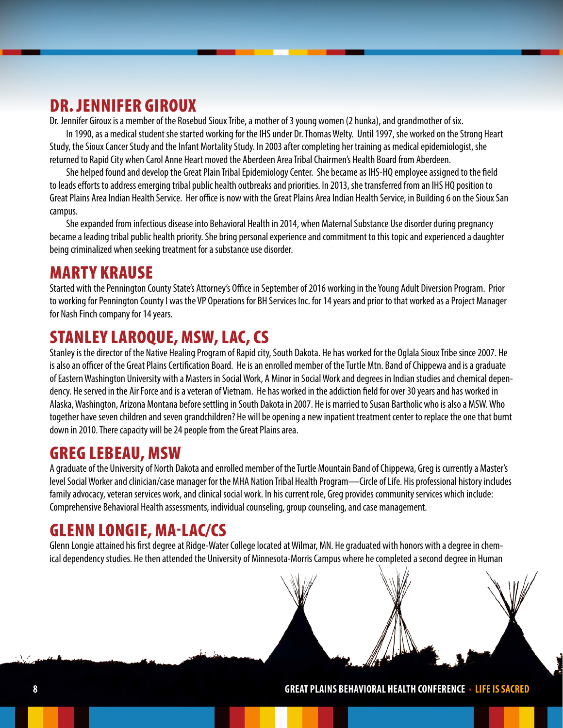## DR. JENNIFER GIROUX

Dr. Jennifer Giroux is a member of the Rosebud Sioux Tribe, a mother of 3 young women (2 hunka), and grandmother of six.

In 1990, as a medical student she started working for the IHS under Dr. Thomas Welty. Until 1997, she worked on the Strong Heart Study, the Sioux Cancer Study and the Infant Mortality Study. In 2003 after completing her training as medical epidemiologist, she returned to Rapid City when Carol Anne Heart moved the Aberdeen Area Tribal Chairmen's Health Board from Aberdeen.

She helped found and develop the Great Plain Tribal Epidemiology Center. She became as IHS-HQ employee assigned to the field to leads efforts to address emerging tribal public health outbreaks and priorities. In 2013, she transferred from an IHS HQ position to Great Plains Area Indian Health Service. Her office is now with the Great Plains Area Indian Health Service, in Building 6 on the Sioux San campus.

She expanded from infectious disease into Behavioral Health in 2014, when Maternal Substance Use disorder during pregnancy became a leading tribal public health priority. She bring personal experience and commitment to this topic and experienced a daughter being criminalized when seeking treatment for a substance use disorder.

## MARTY KRAUSE

Started with the Pennington County State's Attorney's Office in September of 2016 working in the Young Adult Diversion Program. Prior to working for Pennington County I was the VP Operations for BH Services Inc. for 14 years and prior to that worked as a Project Manager for Nash Finch company for 14 years.

## STANLEY LAROQUE, MSW, LAC, CS

Stanley is the director of the Native Healing Program of Rapid city, South Dakota. He has worked for the Oglala Sioux Tribe since 2007. He is also an officer of the Great Plains Certification Board. He is an enrolled member of the Turtle Mtn. Band of Chippewa and is a graduate of Eastern Washington University with a Masters in Social Work, A Minor in Social Work and degrees in Indian studies and chemical dependency. He served in the Air Force and is a veteran of Vietnam. He has worked in the addiction field for over 30 years and has worked in Alaska, Washington, Arizona Montana before settling in South Dakota in 2007. He is married to Susan Bartholic who is also a MSW. Who together have seven children and seven grandchildren? He will be opening a new inpatient treatment center to replace the one that burnt down in 2010. There capacity will be 24 people from the Great Plains area.

## GREG LEBEAU, MSW

A graduate of the University of North Dakota and enrolled member of the Turtle Mountain Band of Chippewa, Greg is currently a Master's level Social Worker and clinician/case manager for the MHA Nation Tribal Health Program—Circle of Life. His professional history includes family advocacy, veteran services work, and clinical social work. In his current role, Greg provides community services which include: Comprehensive Behavioral Health assessments, individual counseling, group counseling, and case management.

## GLENN LONGIE, MA-LAC/CS

Glenn Longie attained his first degree at Ridge-Water College located at Wilmar, MN. He graduated with honors with a degree in chemical dependency studies. He then attended the University of Minnesota-Morris Campus where he completed a second degree in Human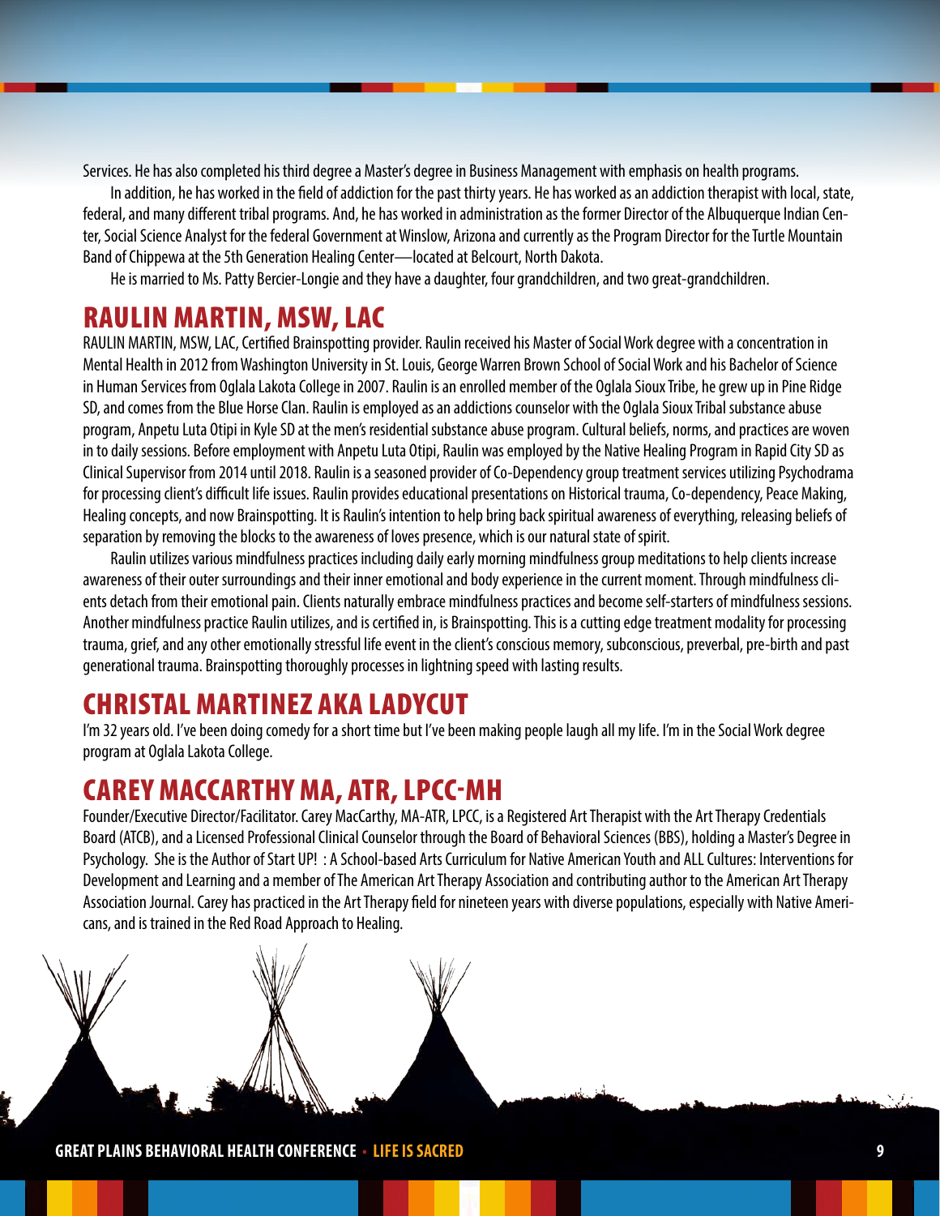Services. He has also completed his third degree a Master's degree in Business Management with emphasis on health programs.

In addition, he has worked in the field of addiction for the past thirty years. He has worked as an addiction therapist with local, state, federal, and many different tribal programs. And, he has worked in administration as the former Director of the Albuquerque Indian Center, Social Science Analyst for the federal Government at Winslow, Arizona and currently as the Program Director for the Turtle Mountain Band of Chippewa at the 5th Generation Healing Center—located at Belcourt, North Dakota.

He is married to Ms. Patty Bercier-Longie and they have a daughter, four grandchildren, and two great-grandchildren.

## RAULIN MARTIN, MSW, LAC

RAULIN MARTIN, MSW, LAC, Certified Brainspotting provider. Raulin received his Master of Social Work degree with a concentration in Mental Health in 2012 from Washington University in St. Louis, George Warren Brown School of Social Work and his Bachelor of Science in Human Services from Oglala Lakota College in 2007. Raulin is an enrolled member of the Oglala Sioux Tribe, he grew up in Pine Ridge SD, and comes from the Blue Horse Clan. Raulin is employed as an addictions counselor with the Oglala Sioux Tribal substance abuse program, Anpetu Luta Otipi in Kyle SD at the men's residential substance abuse program. Cultural beliefs, norms, and practices are woven in to daily sessions. Before employment with Anpetu Luta Otipi, Raulin was employed by the Native Healing Program in Rapid City SD as Clinical Supervisor from 2014 until 2018. Raulin is a seasoned provider of Co-Dependency group treatment services utilizing Psychodrama for processing client's difficult life issues. Raulin provides educational presentations on Historical trauma, Co-dependency, Peace Making, Healing concepts, and now Brainspotting. It is Raulin's intention to help bring back spiritual awareness of everything, releasing beliefs of separation by removing the blocks to the awareness of loves presence, which is our natural state of spirit.

Raulin utilizes various mindfulness practices including daily early morning mindfulness group meditations to help clients increase awareness of their outer surroundings and their inner emotional and body experience in the current moment. Through mindfulness clients detach from their emotional pain. Clients naturally embrace mindfulness practices and become self-starters of mindfulness sessions. Another mindfulness practice Raulin utilizes, and is certified in, is Brainspotting. This is a cutting edge treatment modality for processing trauma, grief, and any other emotionally stressful life event in the client's conscious memory, subconscious, preverbal, pre-birth and past generational trauma. Brainspotting thoroughly processes in lightning speed with lasting results.

## CHRISTAL MARTINEZ AKA LADYCUT

I'm 32 years old. I've been doing comedy for a short time but I've been making people laugh all my life. I'm in the Social Work degree program at Oglala Lakota College.

## CAREY MACCARTHY MA, ATR, LPCC-MH

Founder/Executive Director/Facilitator. Carey MacCarthy, MA-ATR, LPCC, is a Registered Art Therapist with the Art Therapy Credentials Board (ATCB), and a Licensed Professional Clinical Counselor through the Board of Behavioral Sciences (BBS), holding a Master's Degree in Psychology. She is the Author of Start UP! : A School-based Arts Curriculum for Native American Youth and ALL Cultures: Interventions for Development and Learning and a member of The American Art Therapy Association and contributing author to the American Art Therapy Association Journal. Carey has practiced in the Art Therapy field for nineteen years with diverse populations, especially with Native Americans, and is trained in the Red Road Approach to Healing.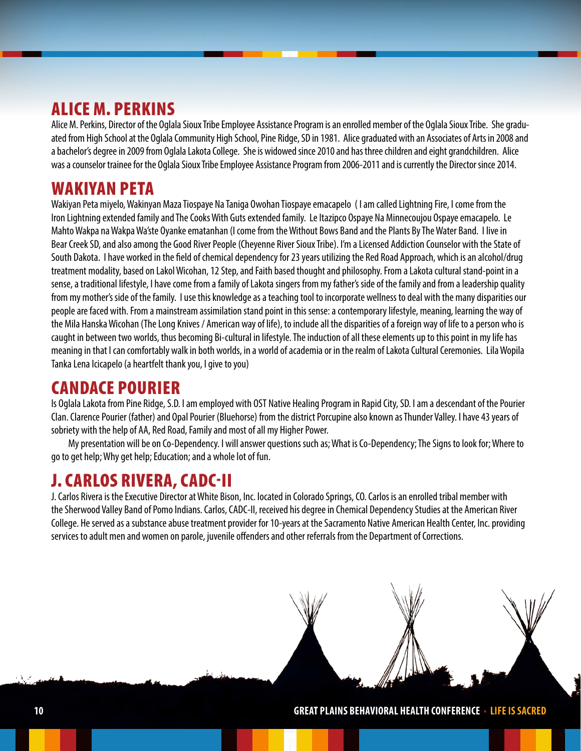## ALICE M. PERKINS

Alice M. Perkins, Director of the Oglala Sioux Tribe Employee Assistance Program is an enrolled member of the Oglala Sioux Tribe. She graduated from High School at the Oglala Community High School, Pine Ridge, SD in 1981. Alice graduated with an Associates of Arts in 2008 and a bachelor's degree in 2009 from Oglala Lakota College. She is widowed since 2010 and has three children and eight grandchildren. Alice was a counselor trainee for the Oglala Sioux Tribe Employee Assistance Program from 2006-2011 and is currently the Director since 2014.

## WAKIYAN PETA

Wakiyan Peta miyelo, Wakinyan Maza Tiospaye Na Taniga Owohan Tiospaye emacapelo ( I am called Lightning Fire, I come from the Iron Lightning extended family and The Cooks With Guts extended family. Le Itazipco Ospaye Na Minnecoujou Ospaye emacapelo. Le Mahto Wakpa na Wakpa Wa'ste Oyanke ematanhan (I come from the Without Bows Band and the Plants By The Water Band. I live in Bear Creek SD, and also among the Good River People (Cheyenne River Sioux Tribe). I'm a Licensed Addiction Counselor with the State of South Dakota. I have worked in the field of chemical dependency for 23 years utilizing the Red Road Approach, which is an alcohol/drug treatment modality, based on Lakol Wicohan, 12 Step, and Faith based thought and philosophy. From a Lakota cultural stand-point in a sense, a traditional lifestyle, I have come from a family of Lakota singers from my father's side of the family and from a leadership quality from my mother's side of the family. I use this knowledge as a teaching tool to incorporate wellness to deal with the many disparities our people are faced with. From a mainstream assimilation stand point in this sense: a contemporary lifestyle, meaning, learning the way of the Mila Hanska Wicohan (The Long Knives / American way of life), to include all the disparities of a foreign way of life to a person who is caught in between two worlds, thus becoming Bi-cultural in lifestyle. The induction of all these elements up to this point in my life has meaning in that I can comfortably walk in both worlds, in a world of academia or in the realm of Lakota Cultural Ceremonies. Lila Wopila Tanka Lena Icicapelo (a heartfelt thank you, I give to you)

## CANDACE POURIER

Is Oglala Lakota from Pine Ridge, S.D. I am employed with OST Native Healing Program in Rapid City, SD. I am a descendant of the Pourier Clan. Clarence Pourier (father) and Opal Pourier (Bluehorse) from the district Porcupine also known as Thunder Valley. I have 43 years of sobriety with the help of AA, Red Road, Family and most of all my Higher Power.

My presentation will be on Co-Dependency. I will answer questions such as; What is Co-Dependency; The Signs to look for; Where to go to get help; Why get help; Education; and a whole lot of fun.

## J. CARLOS RIVERA, CADC-II

J. Carlos Rivera is the Executive Director at White Bison, Inc. located in Colorado Springs, CO. Carlos is an enrolled tribal member with the Sherwood Valley Band of Pomo Indians. Carlos, CADC-II, received his degree in Chemical Dependency Studies at the American River College. He served as a substance abuse treatment provider for 10-years at the Sacramento Native American Health Center, Inc. providing services to adult men and women on parole, juvenile offenders and other referrals from the Department of Corrections.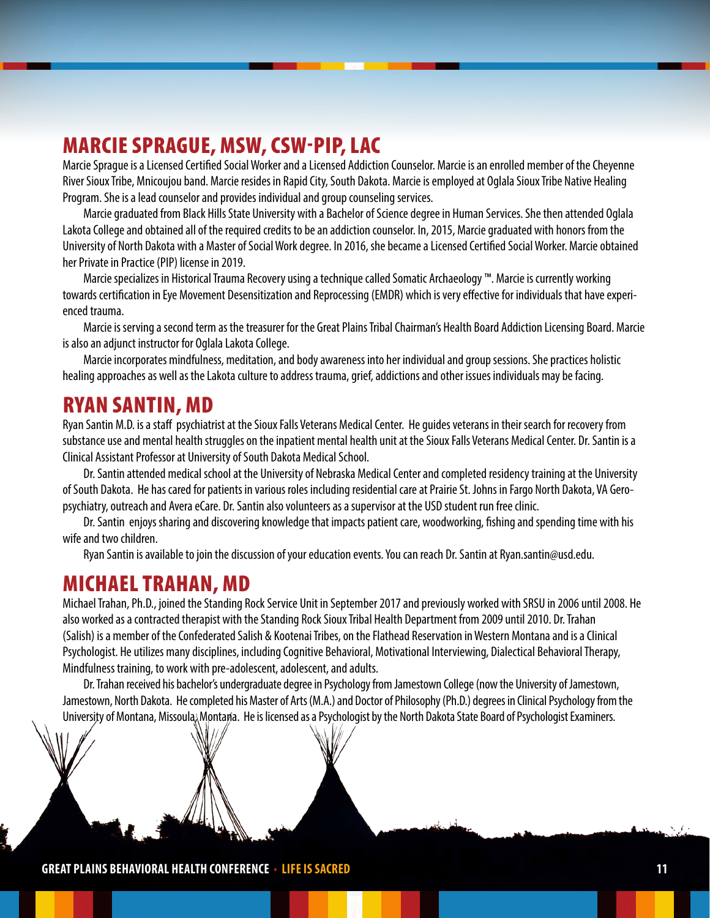## MARCIE SPRAGUE, MSW, CSW-PIP, LAC

Marcie Sprague is a Licensed Certified Social Worker and a Licensed Addiction Counselor. Marcie is an enrolled member of the Cheyenne River Sioux Tribe, Mnicoujou band. Marcie resides in Rapid City, South Dakota. Marcie is employed at Oglala Sioux Tribe Native Healing Program. She is a lead counselor and provides individual and group counseling services.

Marcie graduated from Black Hills State University with a Bachelor of Science degree in Human Services. She then attended Oglala Lakota College and obtained all of the required credits to be an addiction counselor. In, 2015, Marcie graduated with honors from the University of North Dakota with a Master of Social Work degree. In 2016, she became a Licensed Certified Social Worker. Marcie obtained her Private in Practice (PIP) license in 2019.

Marcie specializes in Historical Trauma Recovery using a technique called Somatic Archaeology ™. Marcie is currently working towards certification in Eye Movement Desensitization and Reprocessing (EMDR) which is very effective for individuals that have experienced trauma.

Marcie is serving a second term as the treasurer for the Great Plains Tribal Chairman's Health Board Addiction Licensing Board. Marcie is also an adjunct instructor for Oglala Lakota College.

Marcie incorporates mindfulness, meditation, and body awareness into her individual and group sessions. She practices holistic healing approaches as well as the Lakota culture to address trauma, grief, addictions and other issues individuals may be facing.

## RYAN SANTIN, MD

Ryan Santin M.D. is a staff psychiatrist at the Sioux Falls Veterans Medical Center. He guides veterans in their search for recovery from substance use and mental health struggles on the inpatient mental health unit at the Sioux Falls Veterans Medical Center. Dr. Santin is a Clinical Assistant Professor at University of South Dakota Medical School.

Dr. Santin attended medical school at the University of Nebraska Medical Center and completed residency training at the University of South Dakota. He has cared for patients in various roles including residential care at Prairie St. Johns in Fargo North Dakota, VA Gero-psychiatry, outreach and Avera eCare. Dr. Santin also volunteers as a supervisor at the USD student run free clinic.

Dr. Santin enjoys sharing and discovering knowledge that impacts patient care, woodworking, fishing and spending time with his wife and two children.

Ryan Santin is available to join the discussion of your education events. You can reach Dr. Santin at Ryan.santin@usd.edu.

## MICHAEL TRAHAN, MD

Michael Trahan, Ph.D., joined the Standing Rock Service Unit in September 2017 and previously worked with SRSU in 2006 until 2008. He also worked as a contracted therapist with the Standing Rock Sioux Tribal Health Department from 2009 until 2010. Dr. Trahan (Salish) is a member of the Confederated Salish & Kootenai Tribes, on the Flathead Reservation in Western Montana and is a Clinical Psychologist. He utilizes many disciplines, including Cognitive Behavioral, Motivational Interviewing, Dialectical Behavioral Therapy, Mindfulness training, to work with pre-adolescent, adolescent, and adults.

Dr. Trahan received his bachelor's undergraduate degree in Psychology from Jamestown College (now the University of Jamestown, Jamestown, North Dakota. He completed his Master of Arts (M.A.) and Doctor of Philosophy (Ph.D.) degrees in Clinical Psychology from the University of Montana, Missoula, Montana. He is licensed as a Psychologist by the North Dakota State Board of Psychologist Examiners.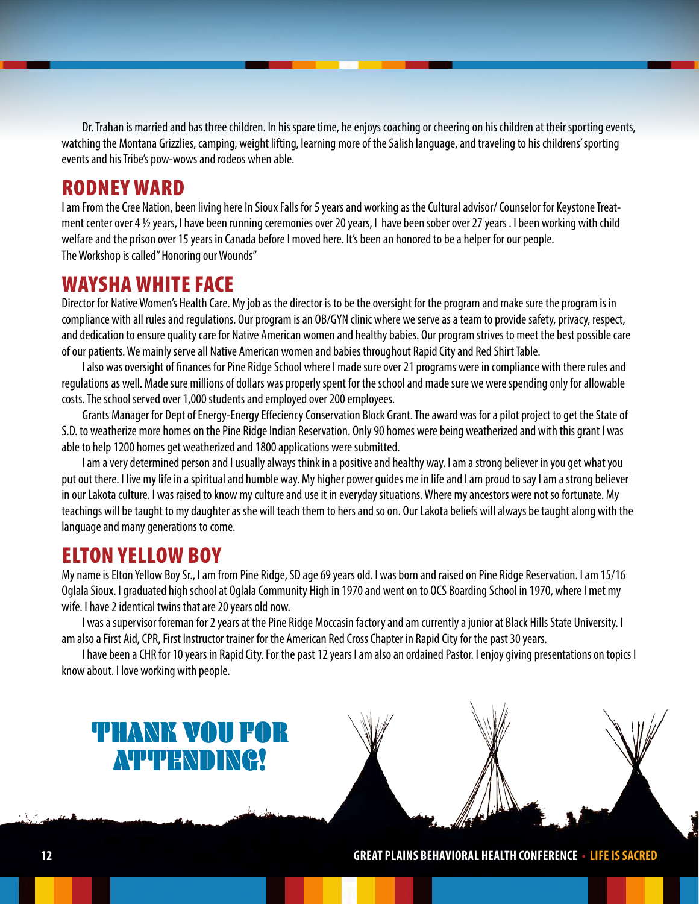Dr. Trahan is married and has three children. In his spare time, he enjoys coaching or cheering on his children at their sporting events, watching the Montana Grizzlies, camping, weight lifting, learning more of the Salish language, and traveling to his childrens' sporting events and his Tribe's pow-wows and rodeos when able.

## RODNEY WARD

I am From the Cree Nation, been living here In Sioux Falls for 5 years and working as the Cultural advisor/ Counselor for Keystone Treatment center over 4 ½ years, I have been running ceremonies over 20 years, I have been sober over 27 years . I been working with child welfare and the prison over 15 years in Canada before I moved here. It's been an honored to be a helper for our people.
The Workshop is called" Honoring our Wounds"

## WAYSHA WHITE FACE

Director for Native Women's Health Care. My job as the director is to be the oversight for the program and make sure the program is in compliance with all rules and regulations. Our program is an OB/GYN clinic where we serve as a team to provide safety, privacy, respect, and dedication to ensure quality care for Native American women and healthy babies. Our program strives to meet the best possible care of our patients. We mainly serve all Native American women and babies throughout Rapid City and Red Shirt Table.

I also was oversight of finances for Pine Ridge School where I made sure over 21 programs were in compliance with there rules and regulations as well. Made sure millions of dollars was properly spent for the school and made sure we were spending only for allowable costs. The school served over 1,000 students and employed over 200 employees.

Grants Manager for Dept of Energy-Energy Effeciency Conservation Block Grant. The award was for a pilot project to get the State of S.D. to weatherize more homes on the Pine Ridge Indian Reservation. Only 90 homes were being weatherized and with this grant I was able to help 1200 homes get weatherized and 1800 applications were submitted.

I am a very determined person and I usually always think in a positive and healthy way. I am a strong believer in you get what you put out there. I live my life in a spiritual and humble way. My higher power guides me in life and I am proud to say I am a strong believer in our Lakota culture. I was raised to know my culture and use it in everyday situations. Where my ancestors were not so fortunate. My teachings will be taught to my daughter as she will teach them to hers and so on. Our Lakota beliefs will always be taught along with the language and many generations to come.

## ELTON YELLOW BOY

My name is Elton Yellow Boy Sr., I am from Pine Ridge, SD age 69 years old. I was born and raised on Pine Ridge Reservation. I am 15/16 Oglala Sioux. I graduated high school at Oglala Community High in 1970 and went on to OCS Boarding School in 1970, where I met my wife. I have 2 identical twins that are 20 years old now.

I was a supervisor foreman for 2 years at the Pine Ridge Moccasin factory and am currently a junior at Black Hills State University. I am also a First Aid, CPR, First Instructor trainer for the American Red Cross Chapter in Rapid City for the past 30 years.

I have been a CHR for 10 years in Rapid City. For the past 12 years I am also an ordained Pastor. I enjoy giving presentations on topics I know about. I love working with people.

# THANK YOU FOR ATTENDING!